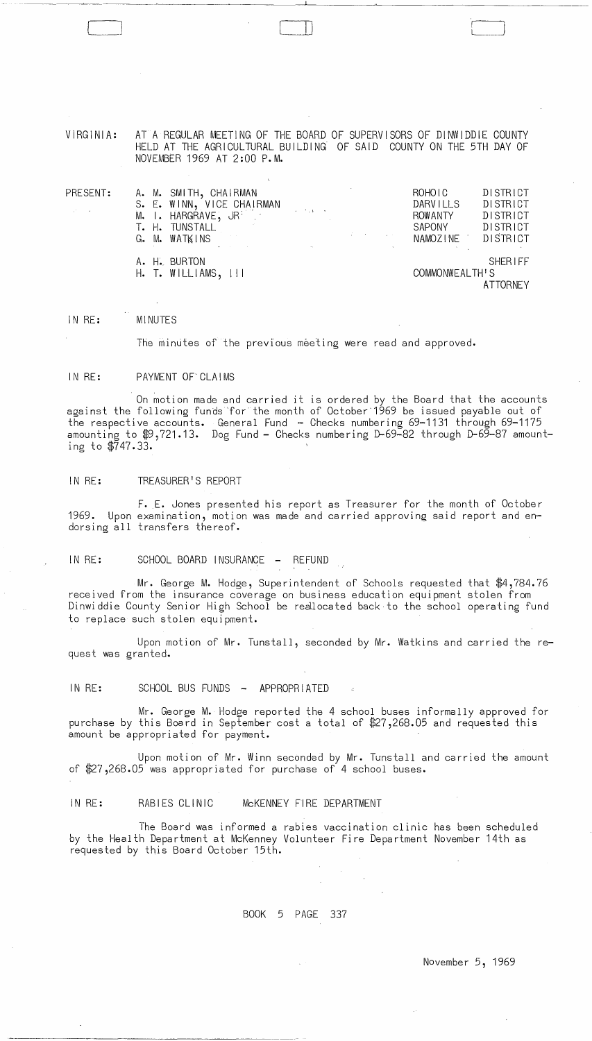VIRGINIA: AT A REGULAR MEETING OF THE BOARD OF SUPERVISORS OF DINWIDDIE COUNTY HELD AT THE AGRICULTURAL BUILDING OF SAID COUNTY ON THE 5TH DAY OF NOVEMBER 1969 AT 2:00 P.M.

| PRESENT: | | |
|---|---|---|
| | A. M. SMITH, CHAIRMAN | ROHOIC DISTRICT |
| | S. E. WINN, VICE CHAIRMAN | DARVILLS DISTRICT |
| | M. I. HARGRAVE, JR. | ROWANTY DISTRICT |
| | T. H. TUNSTALL | SAPONY DISTRICT |
| | G. M. WATKINS | NAMOZINE DISTRICT |
| | A. H. BURTON | SHERIFF |
| | H. T. WILLIAMS, III | COMMONWEALTH'S ATTORNEY |

IN RE: MINUTES

The minutes of the previous meeting were read and approved.

IN RE: PAYMENT OF CLAIMS

On motion made and carried it is ordered by the Board that the accounts against the following funds for the month of October 1969 be issued payable out of the respective accounts. General Fund - Checks numbering 69-1131 through 69-1175 amounting to $9,721.13. Dog Fund - Checks numbering D-69-82 through D-69-87 amounting to $747.33.

IN RE: TREASURER'S REPORT

F. E. Jones presented his report as Treasurer for the month of October 1969. Upon examination, motion was made and carried approving said report and endorsing all transfers thereof.

IN RE: SCHOOL BOARD INSURANCE - REFUND

Mr. George M. Hodge, Superintendent of Schools requested that $4,784.76 received from the insurance coverage on business education equipment stolen from Dinwiddie County Senior High School be reallocated back to the school operating fund to replace such stolen equipment.

Upon motion of Mr. Tunstall, seconded by Mr. Watkins and carried the request was granted.

IN RE: SCHOOL BUS FUNDS - APPROPRIATED

Mr. George M. Hodge reported the 4 school buses informally approved for purchase by this Board in September cost a total of $27,268.05 and requested this amount be appropriated for payment.

Upon motion of Mr. Winn seconded by Mr. Tunstall and carried the amount of $27,268.05 was appropriated for purchase of 4 school buses.

IN RE: RABIES CLINIC McKENNEY FIRE DEPARTMENT

The Board was informed a rabies vaccination clinic has been scheduled by the Health Department at McKenney Volunteer Fire Department November 14th as requested by this Board October 15th.

BOOK 5 PAGE 337

November 5, 1969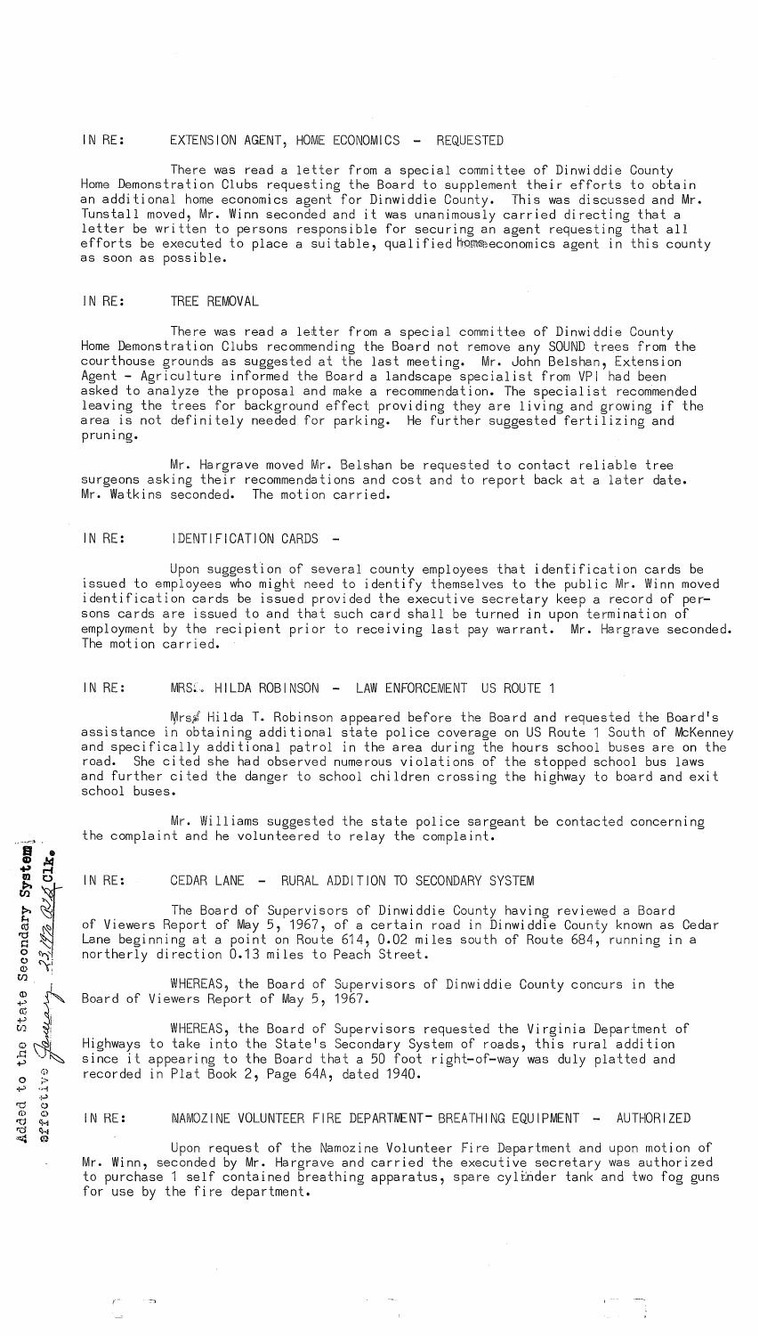IN RE: EXTENSION AGENT, HOME ECONOMICS - REQUESTED

There was read a letter from a special committee of Dinwiddie County Home Demonstration Clubs requesting the Board to supplement their efforts to obtain an additional home economics agent for Dinwiddie County. This was discussed and Mr. Tunstall moved, Mr. Winn seconded and it was unanimously carried directing that a letter be written to persons responsible for securing an agent requesting that all efforts be executed to place a suitable, qualified home economics agent in this county as soon as possible.

IN RE: TREE REMOVAL

There was read a letter from a special committee of Dinwiddie County Home Demonstration Clubs recommending the Board not remove any SOUND trees from the courthouse grounds as suggested at the last meeting. Mr. John Belshan, Extension Agent - Agriculture informed the Board a landscape specialist from VPI had been asked to analyze the proposal and make a recommendation. The specialist recommended leaving the trees for background effect providing they are living and growing if the area is not definitely needed for parking. He further suggested fertilizing and pruning.

Mr. Hargrave moved Mr. Belshan be requested to contact reliable tree surgeons asking their recommendations and cost and to report back at a later date. Mr. Watkins seconded. The motion carried.

IN RE: IDENTIFICATION CARDS -

Upon suggestion of several county employees that identification cards be issued to employees who might need to identify themselves to the public Mr. Winn moved identification cards be issued provided the executive secretary keep a record of persons cards are issued to and that such card shall be turned in upon termination of employment by the recipient prior to receiving last pay warrant. Mr. Hargrave seconded. The motion carried.

IN RE: MRS. HILDA ROBINSON - LAW ENFORCEMENT US ROUTE 1

Mrs. Hilda T. Robinson appeared before the Board and requested the Board's assistance in obtaining additional state police coverage on US Route 1 South of McKenney and specifically additional patrol in the area during the hours school buses are on the road. She cited she had observed numerous violations of the stopped school bus laws and further cited the danger to school children crossing the highway to board and exit school buses.

Mr. Williams suggested the state police sargeant be contacted concerning the complaint and he volunteered to relay the complaint.

IN RE: CEDAR LANE - RURAL ADDITION TO SECONDARY SYSTEM

Added to the State Secondary System effective January 23, 1970 [signature] Clk.

The Board of Supervisors of Dinwiddie County having reviewed a Board of Viewers Report of May 5, 1967, of a certain road in Dinwiddie County known as Cedar Lane beginning at a point on Route 614, 0.02 miles south of Route 684, running in a northerly direction 0.13 miles to Peach Street.

WHEREAS, the Board of Supervisors of Dinwiddie County concurs in the Board of Viewers Report of May 5, 1967.

WHEREAS, the Board of Supervisors requested the Virginia Department of Highways to take into the State's Secondary System of roads, this rural addition since it appearing to the Board that a 50 foot right-of-way was duly platted and recorded in Plat Book 2, Page 64A, dated 1940.

IN RE: NAMOZINE VOLUNTEER FIRE DEPARTMENT- BREATHING EQUIPMENT - AUTHORIZED

Upon request of the Namozine Volunteer Fire Department and upon motion of Mr. Winn, seconded by Mr. Hargrave and carried the executive secretary was authorized to purchase 1 self contained breathing apparatus, spare cylinder tank and two fog guns for use by the fire department.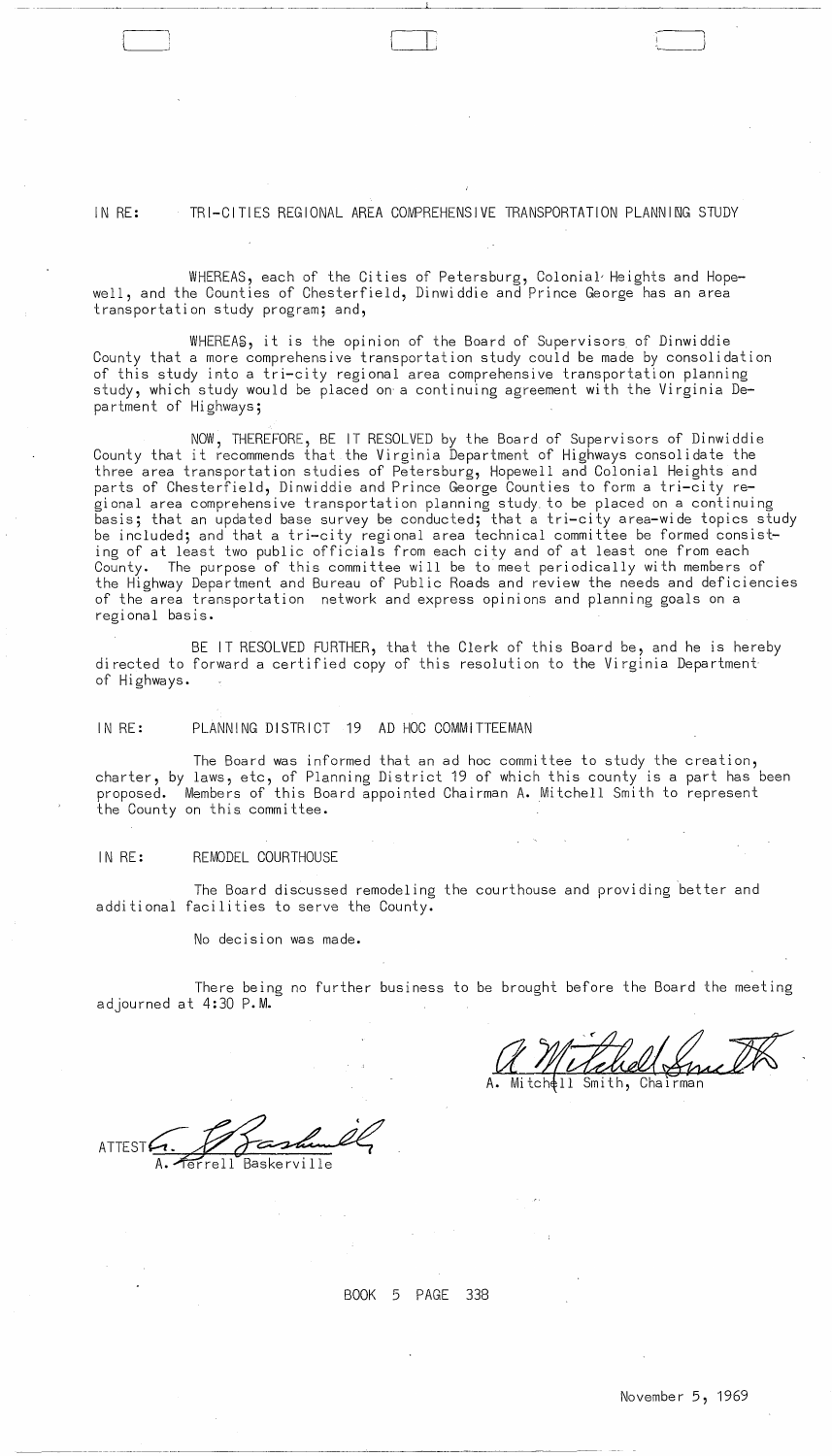IN RE: TRI-CITIES REGIONAL AREA COMPREHENSIVE TRANSPORTATION PLANNING STUDY

WHEREAS, each of the Cities of Petersburg, Colonial Heights and Hopewell, and the Counties of Chesterfield, Dinwiddie and Prince George has an area transportation study program; and,

WHEREAS, it is the opinion of the Board of Supervisors of Dinwiddie County that a more comprehensive transportation study could be made by consolidation of this study into a tri-city regional area comprehensive transportation planning study, which study would be placed on a continuing agreement with the Virginia Department of Highways;

NOW, THEREFORE, BE IT RESOLVED by the Board of Supervisors of Dinwiddie County that it recommends that the Virginia Department of Highways consolidate the three area transportation studies of Petersburg, Hopewell and Colonial Heights and parts of Chesterfield, Dinwiddie and Prince George Counties to form a tri-city regional area comprehensive transportation planning study to be placed on a continuing basis; that an updated base survey be conducted; that a tri-city area-wide topics study be included; and that a tri-city regional area technical committee be formed consisting of at least two public officials from each city and of at least one from each County. The purpose of this committee will be to meet periodically with members of the Highway Department and Bureau of Public Roads and review the needs and deficiencies of the area transportation network and express opinions and planning goals on a regional basis.

BE IT RESOLVED FURTHER, that the Clerk of this Board be, and he is hereby directed to forward a certified copy of this resolution to the Virginia Department of Highways.

IN RE: PLANNING DISTRICT 19 AD HOC COMMITTEEMAN

The Board was informed that an ad hoc committee to study the creation, charter, by laws, etc, of Planning District 19 of which this county is a part has been proposed. Members of this Board appointed Chairman A. Mitchell Smith to represent the County on this committee.

IN RE: REMODEL COURTHOUSE

The Board discussed remodeling the courthouse and providing better and additional facilities to serve the County.

No decision was made.

There being no further business to be brought before the Board the meeting adjourned at 4:30 P.M.

A. Mitchell Smith, Chairman

ATTEST: A. Terrell Baskerville

BOOK 5 PAGE 338

November 5, 1969